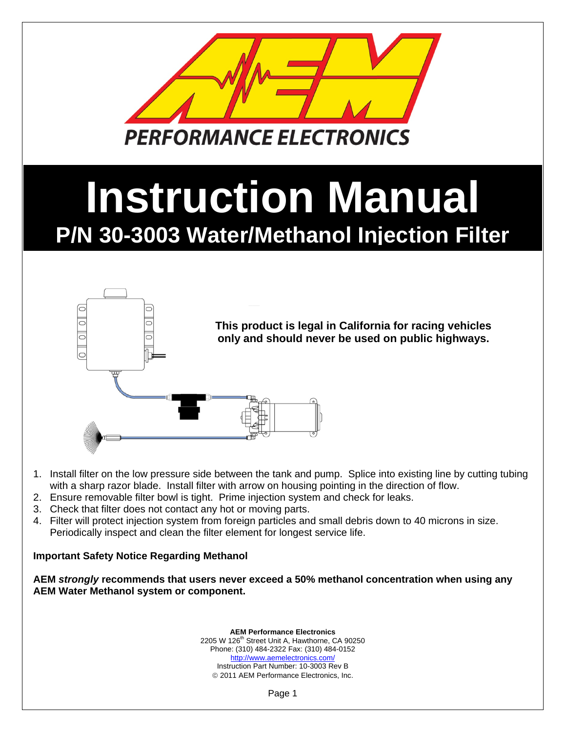**PERFORMANCE ELECTRONICS**

# Instruction Manual

## P/N 30-3003 Water/Methanol Injection Filter

**This product is legal in California for racing vehicles only and should never be used on public highways.**

1. Install filter on the low pressure side between the tank and pump. Splice into existing line by cutting tubing with a sharp razor blade. Install filter with arrow on housing pointing in the direction of flow.
2. Ensure removable filter bowl is tight. Prime injection system and check for leaks.
3. Check that filter does not contact any hot or moving parts.
4. Filter will protect injection system from foreign particles and small debris down to 40 microns in size. Periodically inspect and clean the filter element for longest service life.

**Important Safety Notice Regarding Methanol**

**AEM *strongly* recommends that users never exceed a 50% methanol concentration when using any AEM Water Methanol system or component.**

**AEM Performance Electronics**
2205 W 126th Street Unit A, Hawthorne, CA 90250
Phone: (310) 484-2322 Fax: (310) 484-0152
http://www.aemelectronics.com/
Instruction Part Number: 10-3003 Rev B
© 2011 AEM Performance Electronics, Inc.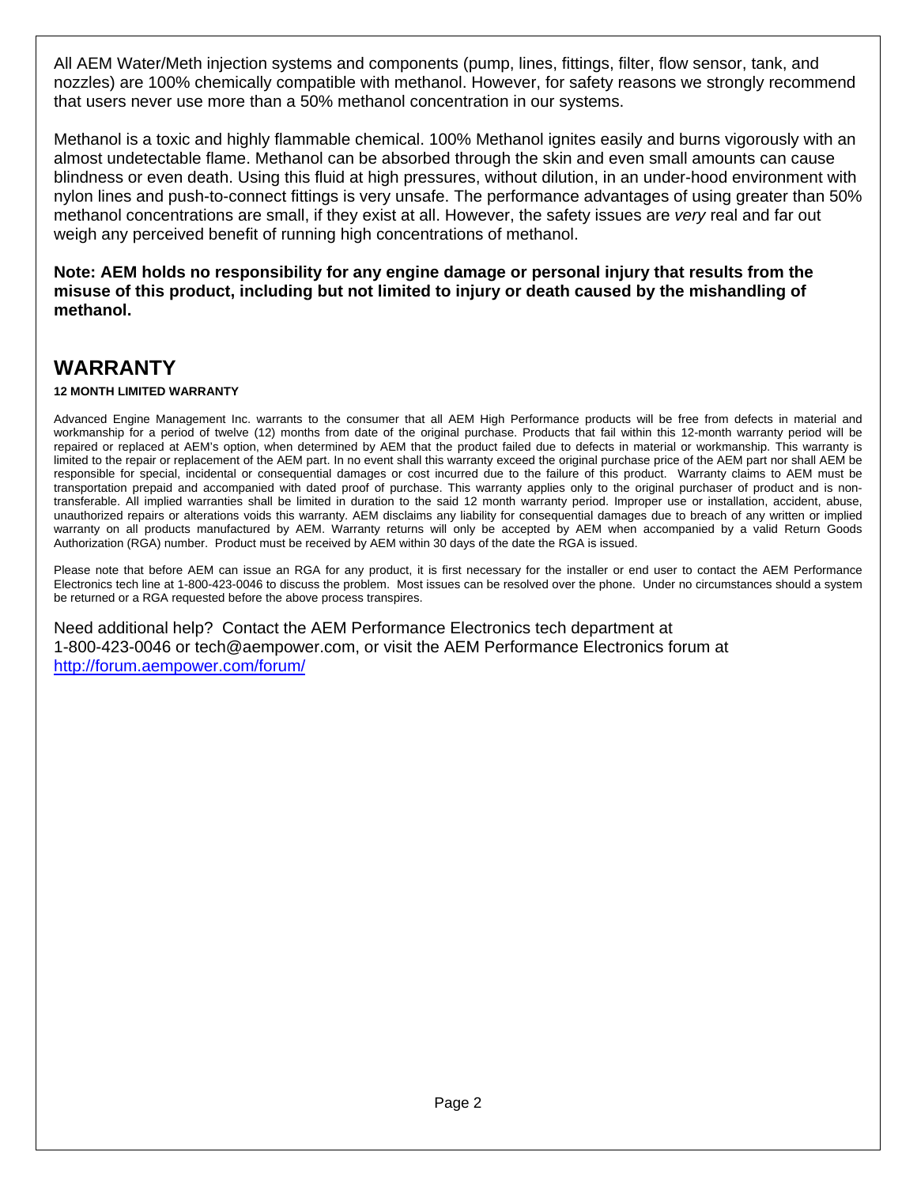All AEM Water/Meth injection systems and components (pump, lines, fittings, filter, flow sensor, tank, and nozzles) are 100% chemically compatible with methanol. However, for safety reasons we strongly recommend that users never use more than a 50% methanol concentration in our systems.

Methanol is a toxic and highly flammable chemical. 100% Methanol ignites easily and burns vigorously with an almost undetectable flame. Methanol can be absorbed through the skin and even small amounts can cause blindness or even death. Using this fluid at high pressures, without dilution, in an under-hood environment with nylon lines and push-to-connect fittings is very unsafe. The performance advantages of using greater than 50% methanol concentrations are small, if they exist at all. However, the safety issues are *very* real and far out weigh any perceived benefit of running high concentrations of methanol.

**Note: AEM holds no responsibility for any engine damage or personal injury that results from the misuse of this product, including but not limited to injury or death caused by the mishandling of methanol.**

## WARRANTY

**12 MONTH LIMITED WARRANTY**

Advanced Engine Management Inc. warrants to the consumer that all AEM High Performance products will be free from defects in material and workmanship for a period of twelve (12) months from date of the original purchase. Products that fail within this 12-month warranty period will be repaired or replaced at AEM's option, when determined by AEM that the product failed due to defects in material or workmanship. This warranty is limited to the repair or replacement of the AEM part. In no event shall this warranty exceed the original purchase price of the AEM part nor shall AEM be responsible for special, incidental or consequential damages or cost incurred due to the failure of this product. Warranty claims to AEM must be transportation prepaid and accompanied with dated proof of purchase. This warranty applies only to the original purchaser of product and is non-transferable. All implied warranties shall be limited in duration to the said 12 month warranty period. Improper use or installation, accident, abuse, unauthorized repairs or alterations voids this warranty. AEM disclaims any liability for consequential damages due to breach of any written or implied warranty on all products manufactured by AEM. Warranty returns will only be accepted by AEM when accompanied by a valid Return Goods Authorization (RGA) number. Product must be received by AEM within 30 days of the date the RGA is issued.

Please note that before AEM can issue an RGA for any product, it is first necessary for the installer or end user to contact the AEM Performance Electronics tech line at 1-800-423-0046 to discuss the problem. Most issues can be resolved over the phone. Under no circumstances should a system be returned or a RGA requested before the above process transpires.

Need additional help? Contact the AEM Performance Electronics tech department at 1-800-423-0046 or tech@aempower.com, or visit the AEM Performance Electronics forum at http://forum.aempower.com/forum/